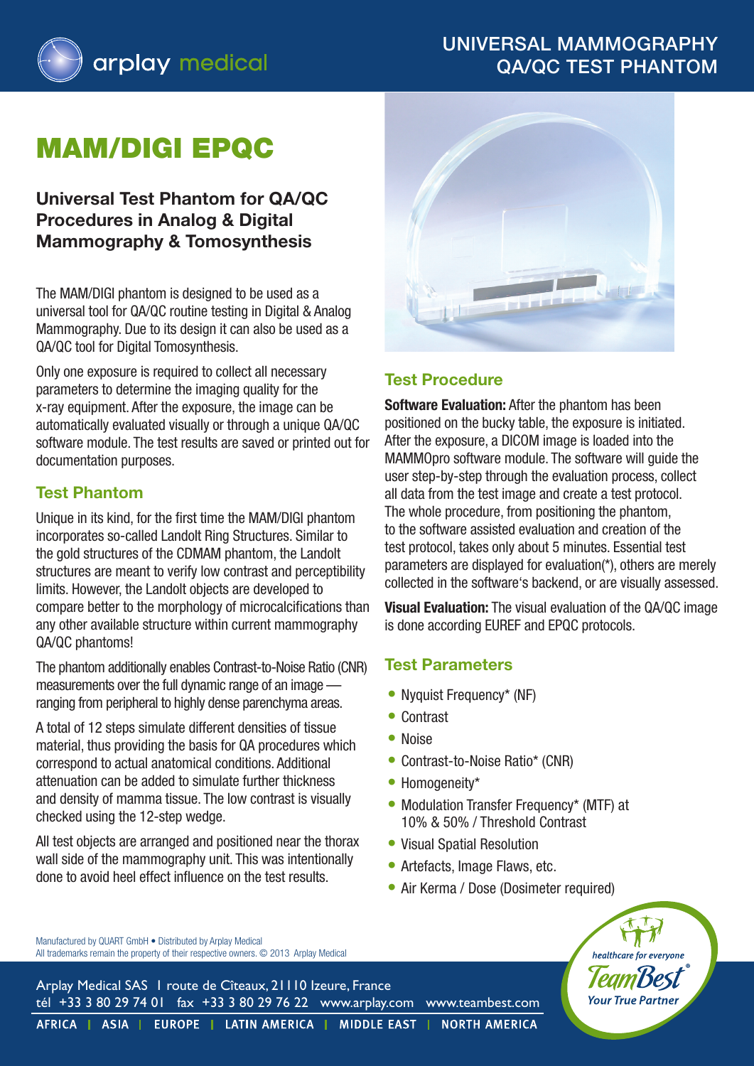# UNIVERSAL MAMMOGRAPHY QA/QC TEST PHANTOM

arplay medical

# MAM/DIGI EPQC

## Universal Test Phantom for QA/QC Procedures in Analog & Digital Mammography & Tomosynthesis

The MAM/DIGI phantom is designed to be used as a universal tool for QA/QC routine testing in Digital & Analog Mammography. Due to its design it can also be used as a QA/QC tool for Digital Tomosynthesis.

Only one exposure is required to collect all necessary parameters to determine the imaging quality for the x-ray equipment. After the exposure, the image can be automatically evaluated visually or through a unique QA/QC software module. The test results are saved or printed out for documentation purposes.

### Test Phantom

Unique in its kind, for the first time the MAM/DIGI phantom incorporates so-called Landolt Ring Structures. Similar to the gold structures of the CDMAM phantom, the Landolt structures are meant to verify low contrast and perceptibility limits. However, the Landolt objects are developed to compare better to the morphology of microcalcifications than any other available structure within current mammography QA/QC phantoms!

The phantom additionally enables Contrast-to-Noise Ratio (CNR) measurements over the full dynamic range of an image — ranging from peripheral to highly dense parenchyma areas.

A total of 12 steps simulate different densities of tissue material, thus providing the basis for QA procedures which correspond to actual anatomical conditions. Additional attenuation can be added to simulate further thickness and density of mamma tissue. The low contrast is visually checked using the 12-step wedge.

All test objects are arranged and positioned near the thorax wall side of the mammography unit. This was intentionally done to avoid heel effect influence on the test results.

### Test Procedure

**Software Evaluation:** After the phantom has been positioned on the bucky table, the exposure is initiated. After the exposure, a DICOM image is loaded into the MAMMOpro software module. The software will guide the user step-by-step through the evaluation process, collect all data from the test image and create a test protocol. The whole procedure, from positioning the phantom, to the software assisted evaluation and creation of the test protocol, takes only about 5 minutes. Essential test parameters are displayed for evaluation(*), others are merely collected in the software's backend, or are visually assessed.

**Visual Evaluation:** The visual evaluation of the QA/QC image is done according EUREF and EPQC protocols.

### Test Parameters

- Nyquist Frequency* (NF)
- Contrast
- Noise
- Contrast-to-Noise Ratio* (CNR)
- Homogeneity*
- Modulation Transfer Frequency* (MTF) at 10% & 50% / Threshold Contrast
- Visual Spatial Resolution
- Artefacts, Image Flaws, etc.
- Air Kerma / Dose (Dosimeter required)

Manufactured by QUART GmbH • Distributed by Arplay Medical
All trademarks remain the property of their respective owners. © 2013 Arplay Medical

healthcare for everyone
TeamBest®
Your True Partner

Arplay Medical SAS | route de Cîteaux, 21110 Izeure, France
tél +33 3 80 29 74 01 fax +33 3 80 29 76 22 www.arplay.com www.teambest.com

AFRICA | ASIA | EUROPE | LATIN AMERICA | MIDDLE EAST | NORTH AMERICA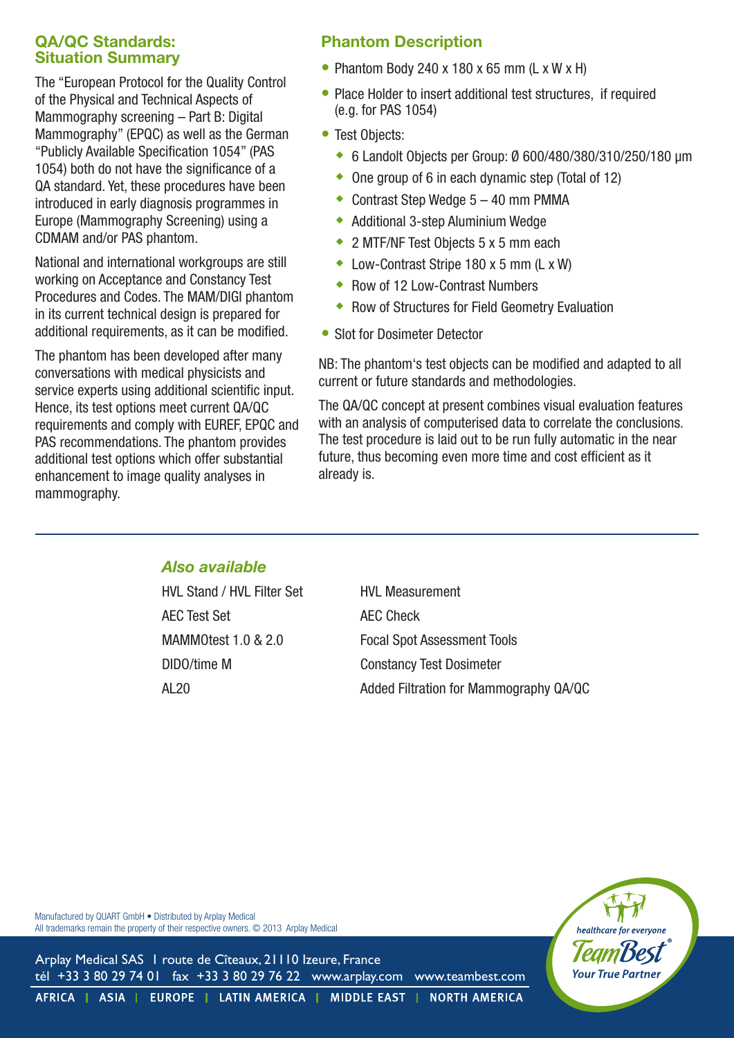## QA/QC Standards: Situation Summary

The "European Protocol for the Quality Control of the Physical and Technical Aspects of Mammography screening – Part B: Digital Mammography" (EPQC) as well as the German "Publicly Available Specification 1054" (PAS 1054) both do not have the significance of a QA standard. Yet, these procedures have been introduced in early diagnosis programmes in Europe (Mammography Screening) using a CDMAM and/or PAS phantom.

National and international workgroups are still working on Acceptance and Constancy Test Procedures and Codes. The MAM/DIGI phantom in its current technical design is prepared for additional requirements, as it can be modified.

The phantom has been developed after many conversations with medical physicists and service experts using additional scientific input. Hence, its test options meet current QA/QC requirements and comply with EUREF, EPQC and PAS recommendations. The phantom provides additional test options which offer substantial enhancement to image quality analyses in mammography.

## Phantom Description

- Phantom Body 240 x 180 x 65 mm (L x W x H)
- Place Holder to insert additional test structures, if required (e.g. for PAS 1054)
- Test Objects:
  - 6 Landolt Objects per Group: Ø 600/480/380/310/250/180 µm
  - One group of 6 in each dynamic step (Total of 12)
  - Contrast Step Wedge 5 – 40 mm PMMA
  - Additional 3-step Aluminium Wedge
  - 2 MTF/NF Test Objects 5 x 5 mm each
  - Low-Contrast Stripe 180 x 5 mm (L x W)
  - Row of 12 Low-Contrast Numbers
  - Row of Structures for Field Geometry Evaluation
- Slot for Dosimeter Detector

NB: The phantom's test objects can be modified and adapted to all current or future standards and methodologies.

The QA/QC concept at present combines visual evaluation features with an analysis of computerised data to correlate the conclusions. The test procedure is laid out to be run fully automatic in the near future, thus becoming even more time and cost efficient as it already is.

### *Also available*

| | |
|---|---|
| HVL Stand / HVL Filter Set | HVL Measurement |
| AEC Test Set | AEC Check |
| MAMMOtest 1.0 & 2.0 | Focal Spot Assessment Tools |
| DIDO/time M | Constancy Test Dosimeter |
| AL20 | Added Filtration for Mammography QA/QC |

Manufactured by QUART GmbH • Distributed by Arplay Medical
All trademarks remain the property of their respective owners. © 2013 Arplay Medical

Arplay Medical SAS | 1 route de Cîteaux, 21110 Izeure, France
tél +33 3 80 29 74 01 fax +33 3 80 29 76 22 www.arplay.com www.teambest.com

AFRICA | ASIA | EUROPE | LATIN AMERICA | MIDDLE EAST | NORTH AMERICA

healthcare for everyone
TeamBest®
Your True Partner